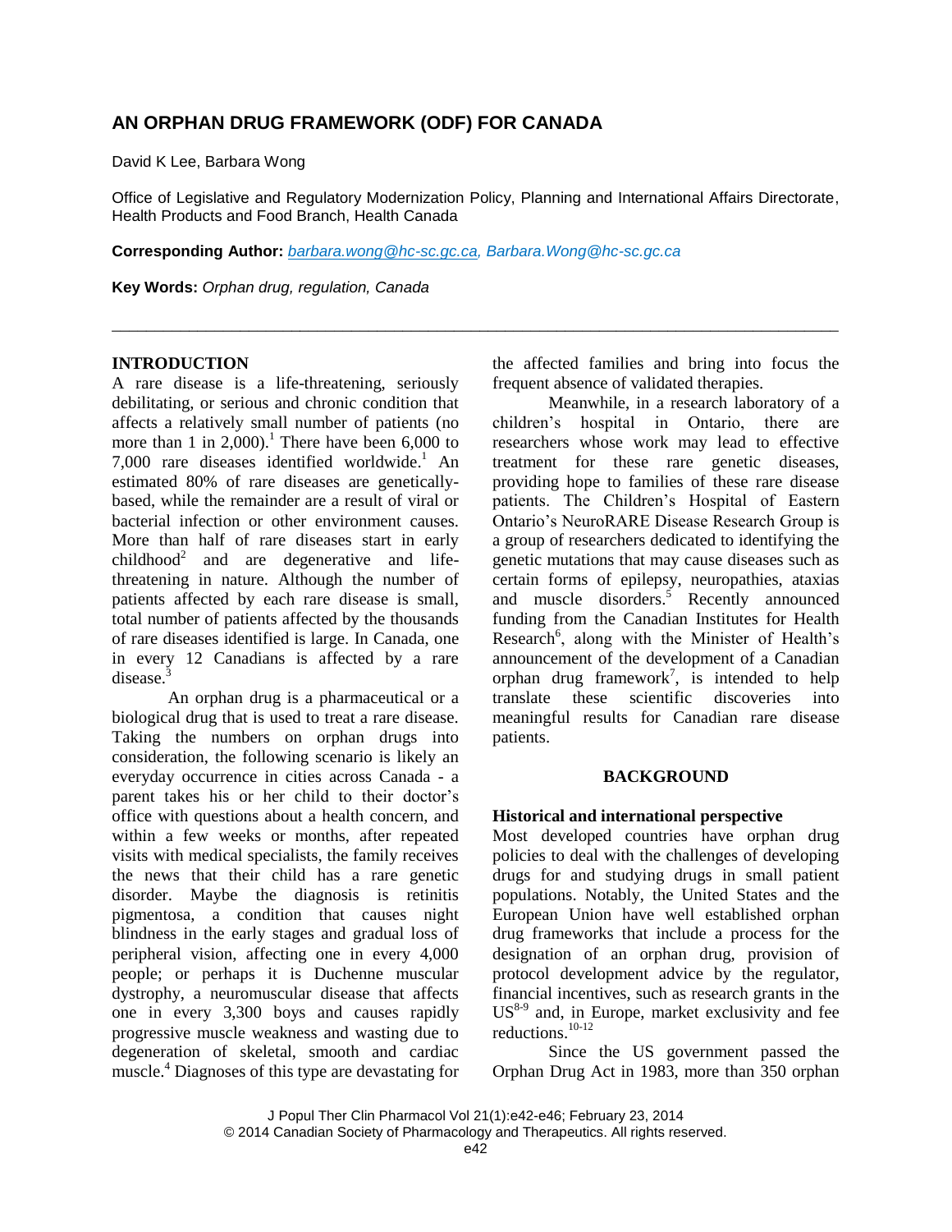# AN ORPHAN DRUG FRAMEWORK (ODF) FOR CANADA

David K Lee, Barbara Wong

Office of Legislative and Regulatory Modernization Policy, Planning and International Affairs Directorate, Health Products and Food Branch, Health Canada

**Corresponding Author:** barbara.wong@hc-sc.gc.ca, Barbara.Wong@hc-sc.gc.ca

**Key Words:** *Orphan drug, regulation, Canada*

---

## INTRODUCTION

A rare disease is a life-threatening, seriously debilitating, or serious and chronic condition that affects a relatively small number of patients (no more than 1 in 2,000).[1] There have been 6,000 to 7,000 rare diseases identified worldwide.[1] An estimated 80% of rare diseases are genetically-based, while the remainder are a result of viral or bacterial infection or other environment causes. More than half of rare diseases start in early childhood[2] and are degenerative and life-threatening in nature. Although the number of patients affected by each rare disease is small, total number of patients affected by the thousands of rare diseases identified is large. In Canada, one in every 12 Canadians is affected by a rare disease.[3]

An orphan drug is a pharmaceutical or a biological drug that is used to treat a rare disease. Taking the numbers on orphan drugs into consideration, the following scenario is likely an everyday occurrence in cities across Canada - a parent takes his or her child to their doctor's office with questions about a health concern, and within a few weeks or months, after repeated visits with medical specialists, the family receives the news that their child has a rare genetic disorder. Maybe the diagnosis is retinitis pigmentosa, a condition that causes night blindness in the early stages and gradual loss of peripheral vision, affecting one in every 4,000 people; or perhaps it is Duchenne muscular dystrophy, a neuromuscular disease that affects one in every 3,300 boys and causes rapidly progressive muscle weakness and wasting due to degeneration of skeletal, smooth and cardiac muscle.[4] Diagnoses of this type are devastating for the affected families and bring into focus the frequent absence of validated therapies.

Meanwhile, in a research laboratory of a children's hospital in Ontario, there are researchers whose work may lead to effective treatment for these rare genetic diseases, providing hope to families of these rare disease patients. The Children's Hospital of Eastern Ontario's NeuroRARE Disease Research Group is a group of researchers dedicated to identifying the genetic mutations that may cause diseases such as certain forms of epilepsy, neuropathies, ataxias and muscle disorders.[5] Recently announced funding from the Canadian Institutes for Health Research[6], along with the Minister of Health's announcement of the development of a Canadian orphan drug framework[7], is intended to help translate these scientific discoveries into meaningful results for Canadian rare disease patients.

## BACKGROUND

### Historical and international perspective

Most developed countries have orphan drug policies to deal with the challenges of developing drugs for and studying drugs in small patient populations. Notably, the United States and the European Union have well established orphan drug frameworks that include a process for the designation of an orphan drug, provision of protocol development advice by the regulator, financial incentives, such as research grants in the US[8-9] and, in Europe, market exclusivity and fee reductions.[10-12]

Since the US government passed the Orphan Drug Act in 1983, more than 350 orphan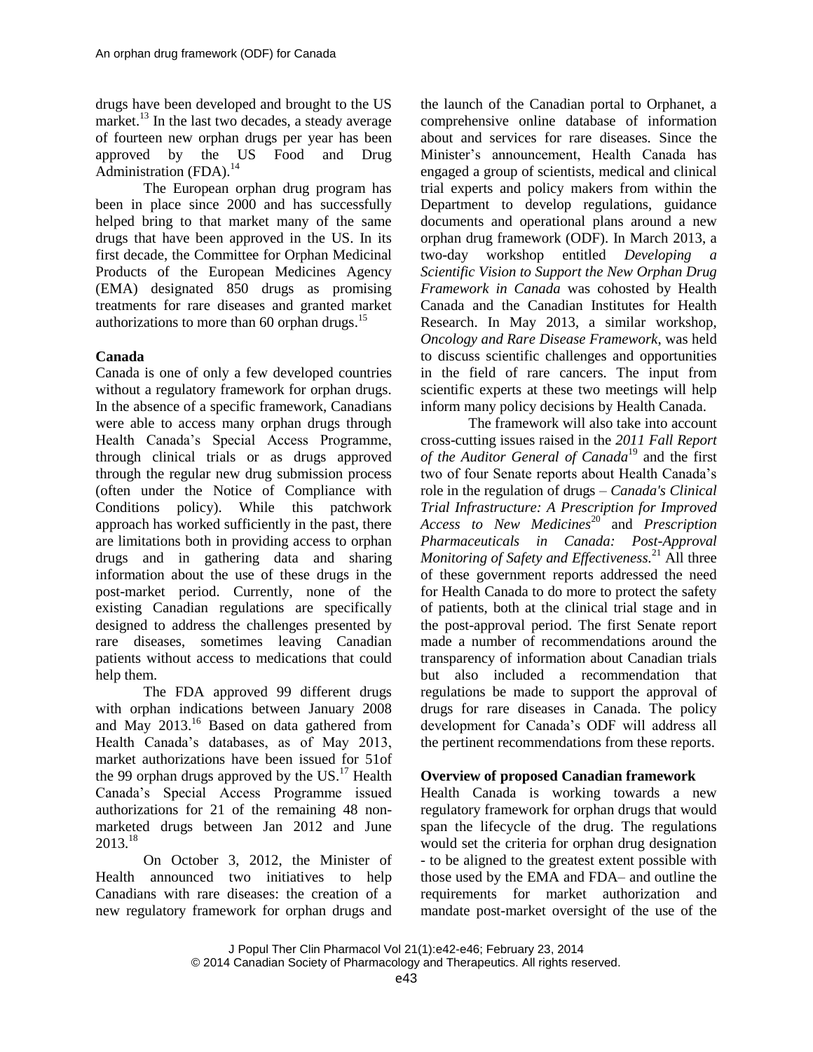drugs have been developed and brought to the US market.[13] In the last two decades, a steady average of fourteen new orphan drugs per year has been approved by the US Food and Drug Administration (FDA).[14]

The European orphan drug program has been in place since 2000 and has successfully helped bring to that market many of the same drugs that have been approved in the US. In its first decade, the Committee for Orphan Medicinal Products of the European Medicines Agency (EMA) designated 850 drugs as promising treatments for rare diseases and granted market authorizations to more than 60 orphan drugs.[15]

**Canada**

Canada is one of only a few developed countries without a regulatory framework for orphan drugs. In the absence of a specific framework, Canadians were able to access many orphan drugs through Health Canada's Special Access Programme, through clinical trials or as drugs approved through the regular new drug submission process (often under the Notice of Compliance with Conditions policy). While this patchwork approach has worked sufficiently in the past, there are limitations both in providing access to orphan drugs and in gathering data and sharing information about the use of these drugs in the post-market period. Currently, none of the existing Canadian regulations are specifically designed to address the challenges presented by rare diseases, sometimes leaving Canadian patients without access to medications that could help them.

The FDA approved 99 different drugs with orphan indications between January 2008 and May 2013.[16] Based on data gathered from Health Canada's databases, as of May 2013, market authorizations have been issued for 51of the 99 orphan drugs approved by the US.[17] Health Canada's Special Access Programme issued authorizations for 21 of the remaining 48 non-marketed drugs between Jan 2012 and June 2013.[18]

On October 3, 2012, the Minister of Health announced two initiatives to help Canadians with rare diseases: the creation of a new regulatory framework for orphan drugs and the launch of the Canadian portal to Orphanet, a comprehensive online database of information about and services for rare diseases. Since the Minister's announcement, Health Canada has engaged a group of scientists, medical and clinical trial experts and policy makers from within the Department to develop regulations, guidance documents and operational plans around a new orphan drug framework (ODF). In March 2013, a two-day workshop entitled *Developing a Scientific Vision to Support the New Orphan Drug Framework in Canada* was cohosted by Health Canada and the Canadian Institutes for Health Research. In May 2013, a similar workshop, *Oncology and Rare Disease Framework*, was held to discuss scientific challenges and opportunities in the field of rare cancers. The input from scientific experts at these two meetings will help inform many policy decisions by Health Canada.

The framework will also take into account cross-cutting issues raised in the *2011 Fall Report of the Auditor General of Canada*[19] and the first two of four Senate reports about Health Canada's role in the regulation of drugs – *Canada's Clinical Trial Infrastructure: A Prescription for Improved Access to New Medicines*[20] and *Prescription Pharmaceuticals in Canada: Post-Approval Monitoring of Safety and Effectiveness.*[21] All three of these government reports addressed the need for Health Canada to do more to protect the safety of patients, both at the clinical trial stage and in the post-approval period. The first Senate report made a number of recommendations around the transparency of information about Canadian trials but also included a recommendation that regulations be made to support the approval of drugs for rare diseases in Canada. The policy development for Canada's ODF will address all the pertinent recommendations from these reports.

**Overview of proposed Canadian framework**

Health Canada is working towards a new regulatory framework for orphan drugs that would span the lifecycle of the drug. The regulations would set the criteria for orphan drug designation - to be aligned to the greatest extent possible with those used by the EMA and FDA– and outline the requirements for market authorization and mandate post-market oversight of the use of the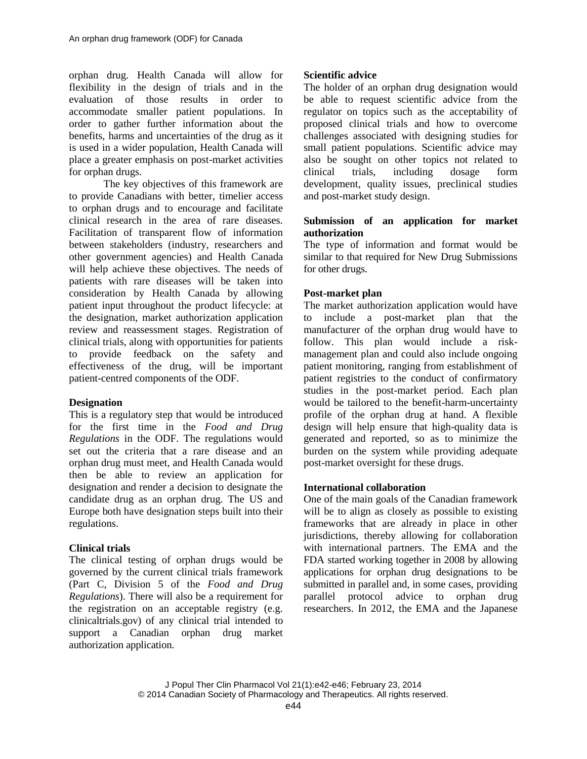orphan drug. Health Canada will allow for flexibility in the design of trials and in the evaluation of those results in order to accommodate smaller patient populations. In order to gather further information about the benefits, harms and uncertainties of the drug as it is used in a wider population, Health Canada will place a greater emphasis on post-market activities for orphan drugs.

The key objectives of this framework are to provide Canadians with better, timelier access to orphan drugs and to encourage and facilitate clinical research in the area of rare diseases. Facilitation of transparent flow of information between stakeholders (industry, researchers and other government agencies) and Health Canada will help achieve these objectives. The needs of patients with rare diseases will be taken into consideration by Health Canada by allowing patient input throughout the product lifecycle: at the designation, market authorization application review and reassessment stages. Registration of clinical trials, along with opportunities for patients to provide feedback on the safety and effectiveness of the drug, will be important patient-centred components of the ODF.

**Designation**

This is a regulatory step that would be introduced for the first time in the *Food and Drug Regulations* in the ODF. The regulations would set out the criteria that a rare disease and an orphan drug must meet, and Health Canada would then be able to review an application for designation and render a decision to designate the candidate drug as an orphan drug. The US and Europe both have designation steps built into their regulations.

**Clinical trials**

The clinical testing of orphan drugs would be governed by the current clinical trials framework (Part C, Division 5 of the *Food and Drug Regulations*). There will also be a requirement for the registration on an acceptable registry (e.g. clinicaltrials.gov) of any clinical trial intended to support a Canadian orphan drug market authorization application.

**Scientific advice**

The holder of an orphan drug designation would be able to request scientific advice from the regulator on topics such as the acceptability of proposed clinical trials and how to overcome challenges associated with designing studies for small patient populations. Scientific advice may also be sought on other topics not related to clinical trials, including dosage form development, quality issues, preclinical studies and post-market study design.

**Submission of an application for market authorization**

The type of information and format would be similar to that required for New Drug Submissions for other drugs.

**Post-market plan**

The market authorization application would have to include a post-market plan that the manufacturer of the orphan drug would have to follow. This plan would include a risk-management plan and could also include ongoing patient monitoring, ranging from establishment of patient registries to the conduct of confirmatory studies in the post-market period. Each plan would be tailored to the benefit-harm-uncertainty profile of the orphan drug at hand. A flexible design will help ensure that high-quality data is generated and reported, so as to minimize the burden on the system while providing adequate post-market oversight for these drugs.

**International collaboration**

One of the main goals of the Canadian framework will be to align as closely as possible to existing frameworks that are already in place in other jurisdictions, thereby allowing for collaboration with international partners. The EMA and the FDA started working together in 2008 by allowing applications for orphan drug designations to be submitted in parallel and, in some cases, providing parallel protocol advice to orphan drug researchers. In 2012, the EMA and the Japanese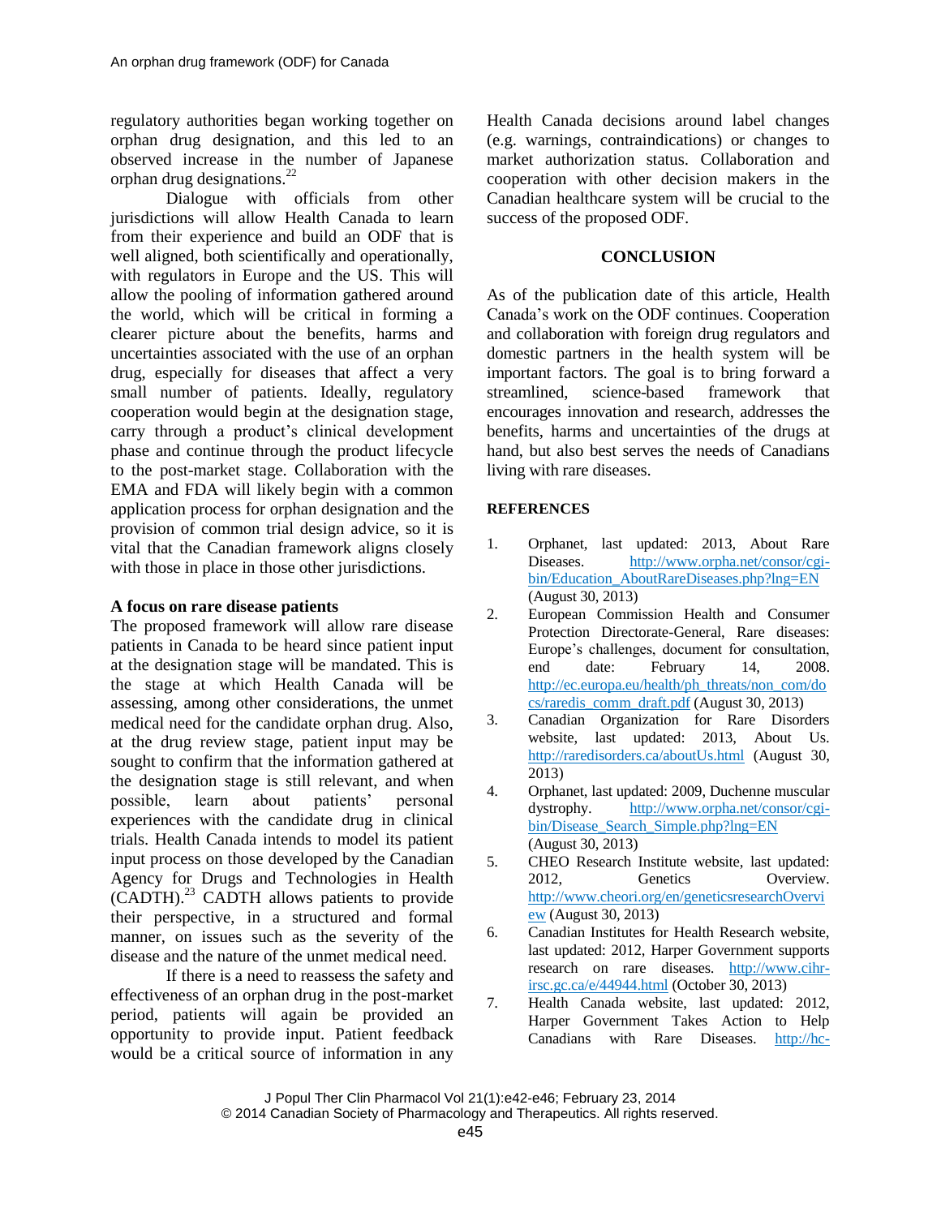regulatory authorities began working together on orphan drug designation, and this led to an observed increase in the number of Japanese orphan drug designations.[22]

Dialogue with officials from other jurisdictions will allow Health Canada to learn from their experience and build an ODF that is well aligned, both scientifically and operationally, with regulators in Europe and the US. This will allow the pooling of information gathered around the world, which will be critical in forming a clearer picture about the benefits, harms and uncertainties associated with the use of an orphan drug, especially for diseases that affect a very small number of patients. Ideally, regulatory cooperation would begin at the designation stage, carry through a product's clinical development phase and continue through the product lifecycle to the post-market stage. Collaboration with the EMA and FDA will likely begin with a common application process for orphan designation and the provision of common trial design advice, so it is vital that the Canadian framework aligns closely with those in place in those other jurisdictions.

### A focus on rare disease patients

The proposed framework will allow rare disease patients in Canada to be heard since patient input at the designation stage will be mandated. This is the stage at which Health Canada will be assessing, among other considerations, the unmet medical need for the candidate orphan drug. Also, at the drug review stage, patient input may be sought to confirm that the information gathered at the designation stage is still relevant, and when possible, learn about patients' personal experiences with the candidate drug in clinical trials. Health Canada intends to model its patient input process on those developed by the Canadian Agency for Drugs and Technologies in Health (CADTH).[23] CADTH allows patients to provide their perspective, in a structured and formal manner, on issues such as the severity of the disease and the nature of the unmet medical need.

If there is a need to reassess the safety and effectiveness of an orphan drug in the post-market period, patients will again be provided an opportunity to provide input. Patient feedback would be a critical source of information in any Health Canada decisions around label changes (e.g. warnings, contraindications) or changes to market authorization status. Collaboration and cooperation with other decision makers in the Canadian healthcare system will be crucial to the success of the proposed ODF.

## CONCLUSION

As of the publication date of this article, Health Canada's work on the ODF continues. Cooperation and collaboration with foreign drug regulators and domestic partners in the health system will be important factors. The goal is to bring forward a streamlined, science-based framework that encourages innovation and research, addresses the benefits, harms and uncertainties of the drugs at hand, but also best serves the needs of Canadians living with rare diseases.

## REFERENCES

1. Orphanet, last updated: 2013, About Rare Diseases. http://www.orpha.net/consor/cgi-bin/Education_AboutRareDiseases.php?lng=EN (August 30, 2013)
2. European Commission Health and Consumer Protection Directorate-General, Rare diseases: Europe's challenges, document for consultation, end date: February 14, 2008. http://ec.europa.eu/health/ph_threats/non_com/docs/raredis_comm_draft.pdf (August 30, 2013)
3. Canadian Organization for Rare Disorders website, last updated: 2013, About Us. http://raredisorders.ca/aboutUs.html (August 30, 2013)
4. Orphanet, last updated: 2009, Duchenne muscular dystrophy. http://www.orpha.net/consor/cgi-bin/Disease_Search_Simple.php?lng=EN (August 30, 2013)
5. CHEO Research Institute website, last updated: 2012, Genetics Overview. http://www.cheori.org/en/geneticsresearchOverview (August 30, 2013)
6. Canadian Institutes for Health Research website, last updated: 2012, Harper Government supports research on rare diseases. http://www.cihr-irsc.gc.ca/e/44944.html (October 30, 2013)
7. Health Canada website, last updated: 2012, Harper Government Takes Action to Help Canadians with Rare Diseases. http://hc-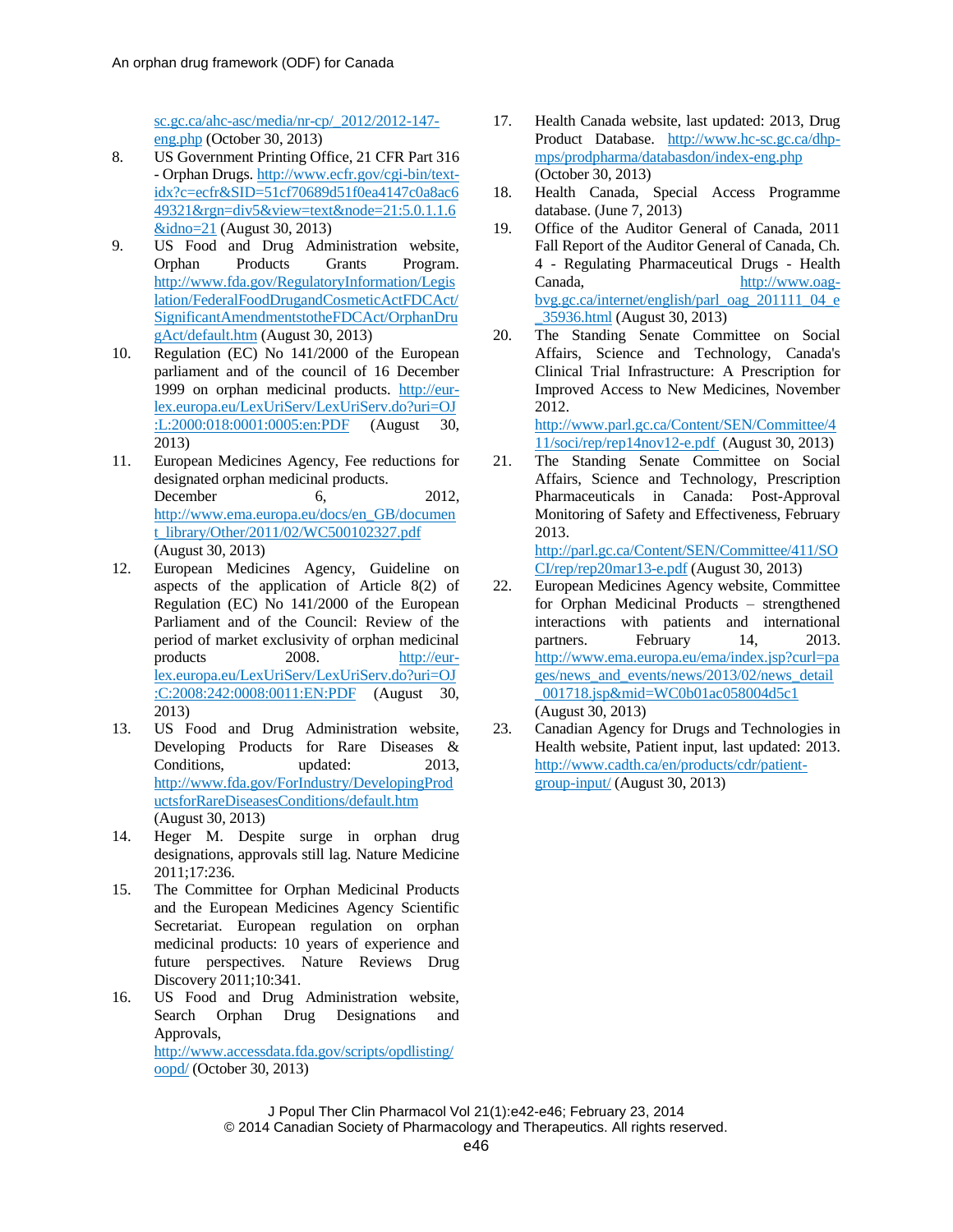sc.gc.ca/ahc-asc/media/nr-cp/_2012/2012-147-eng.php (October 30, 2013)

8. US Government Printing Office, 21 CFR Part 316 - Orphan Drugs. http://www.ecfr.gov/cgi-bin/text-idx?c=ecfr&SID=51cf70689d51f0ea4147c0a8ac649321&rgn=div5&view=text&node=21:5.0.1.1.6&idno=21 (August 30, 2013)
9. US Food and Drug Administration website, Orphan Products Grants Program. http://www.fda.gov/RegulatoryInformation/Legislation/FederalFoodDrugandCosmeticActFDCAct/SignificantAmendmentstotheFDCAct/OrphanDrugAct/default.htm (August 30, 2013)
10. Regulation (EC) No 141/2000 of the European parliament and of the council of 16 December 1999 on orphan medicinal products. http://eur-lex.europa.eu/LexUriServ/LexUriServ.do?uri=OJ:L:2000:018:0001:0005:en:PDF (August 30, 2013)
11. European Medicines Agency, Fee reductions for designated orphan medicinal products. December 6, 2012, http://www.ema.europa.eu/docs/en_GB/document_library/Other/2011/02/WC500102327.pdf (August 30, 2013)
12. European Medicines Agency, Guideline on aspects of the application of Article 8(2) of Regulation (EC) No 141/2000 of the European Parliament and of the Council: Review of the period of market exclusivity of orphan medicinal products 2008. http://eur-lex.europa.eu/LexUriServ/LexUriServ.do?uri=OJ:C:2008:242:0008:0011:EN:PDF (August 30, 2013)
13. US Food and Drug Administration website, Developing Products for Rare Diseases & Conditions, updated: 2013, http://www.fda.gov/ForIndustry/DevelopingProductsforRareDiseasesConditions/default.htm (August 30, 2013)
14. Heger M. Despite surge in orphan drug designations, approvals still lag. Nature Medicine 2011;17:236.
15. The Committee for Orphan Medicinal Products and the European Medicines Agency Scientific Secretariat. European regulation on orphan medicinal products: 10 years of experience and future perspectives. Nature Reviews Drug Discovery 2011;10:341.
16. US Food and Drug Administration website, Search Orphan Drug Designations and Approvals, http://www.accessdata.fda.gov/scripts/opdlisting/oopd/ (October 30, 2013)
17. Health Canada website, last updated: 2013, Drug Product Database. http://www.hc-sc.gc.ca/dhp-mps/prodpharma/databasdon/index-eng.php (October 30, 2013)
18. Health Canada, Special Access Programme database. (June 7, 2013)
19. Office of the Auditor General of Canada, 2011 Fall Report of the Auditor General of Canada, Ch. 4 - Regulating Pharmaceutical Drugs - Health Canada, http://www.oag-bvg.gc.ca/internet/english/parl_oag_201111_04_e_35936.html (August 30, 2013)
20. The Standing Senate Committee on Social Affairs, Science and Technology, Canada's Clinical Trial Infrastructure: A Prescription for Improved Access to New Medicines, November 2012. http://www.parl.gc.ca/Content/SEN/Committee/411/soci/rep/rep14nov12-e.pdf (August 30, 2013)
21. The Standing Senate Committee on Social Affairs, Science and Technology, Prescription Pharmaceuticals in Canada: Post-Approval Monitoring of Safety and Effectiveness, February 2013. http://parl.gc.ca/Content/SEN/Committee/411/SOCI/rep/rep20mar13-e.pdf (August 30, 2013)
22. European Medicines Agency website, Committee for Orphan Medicinal Products – strengthened interactions with patients and international partners. February 14, 2013. http://www.ema.europa.eu/ema/index.jsp?curl=pages/news_and_events/news/2013/02/news_detail_001718.jsp&mid=WC0b01ac058004d5c1 (August 30, 2013)
23. Canadian Agency for Drugs and Technologies in Health website, Patient input, last updated: 2013. http://www.cadth.ca/en/products/cdr/patient-group-input/ (August 30, 2013)